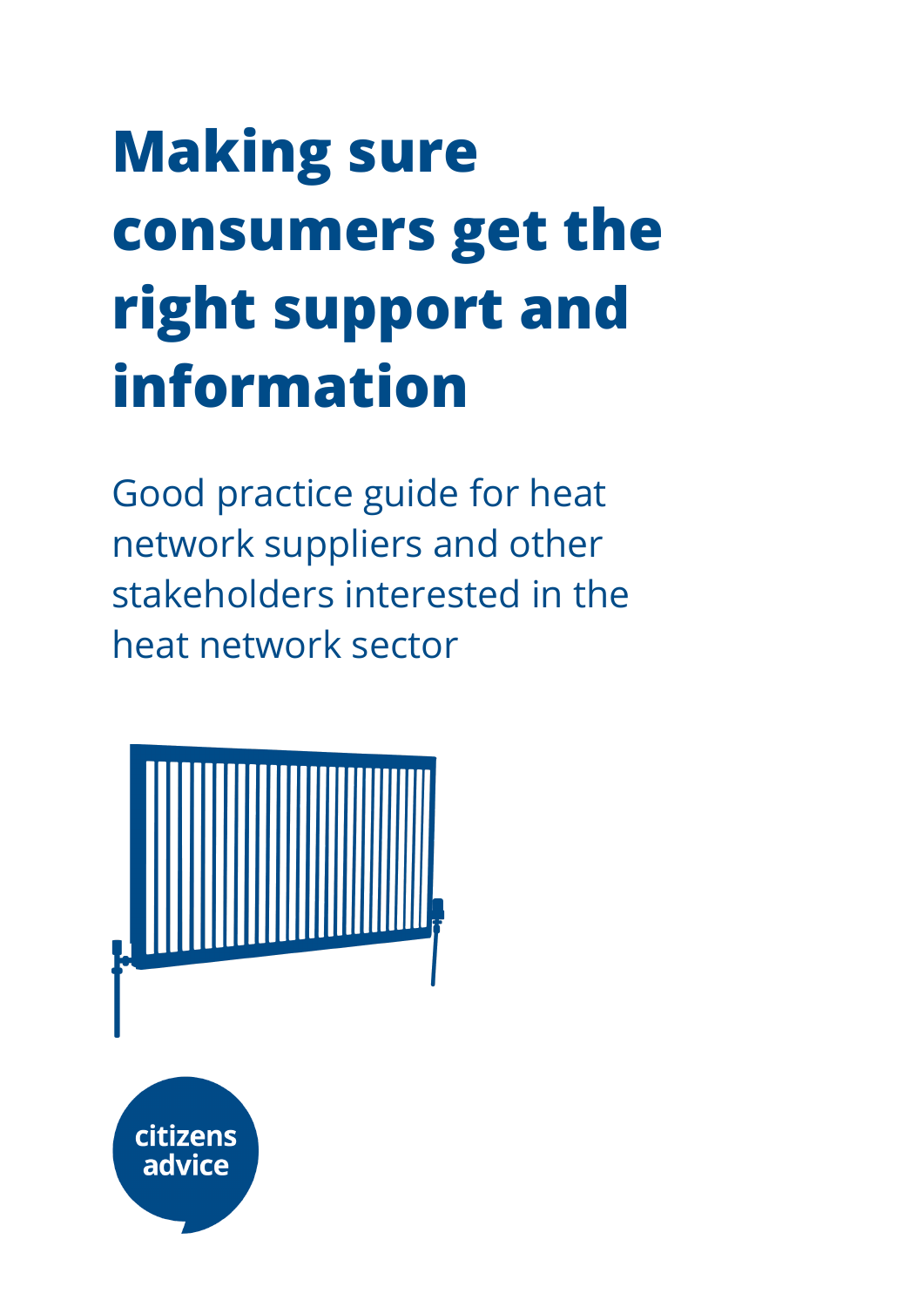# Making sure consumers get the right support and information

Good practice guide for heat network suppliers and other stakeholders interested in the heat network sector

citizens advice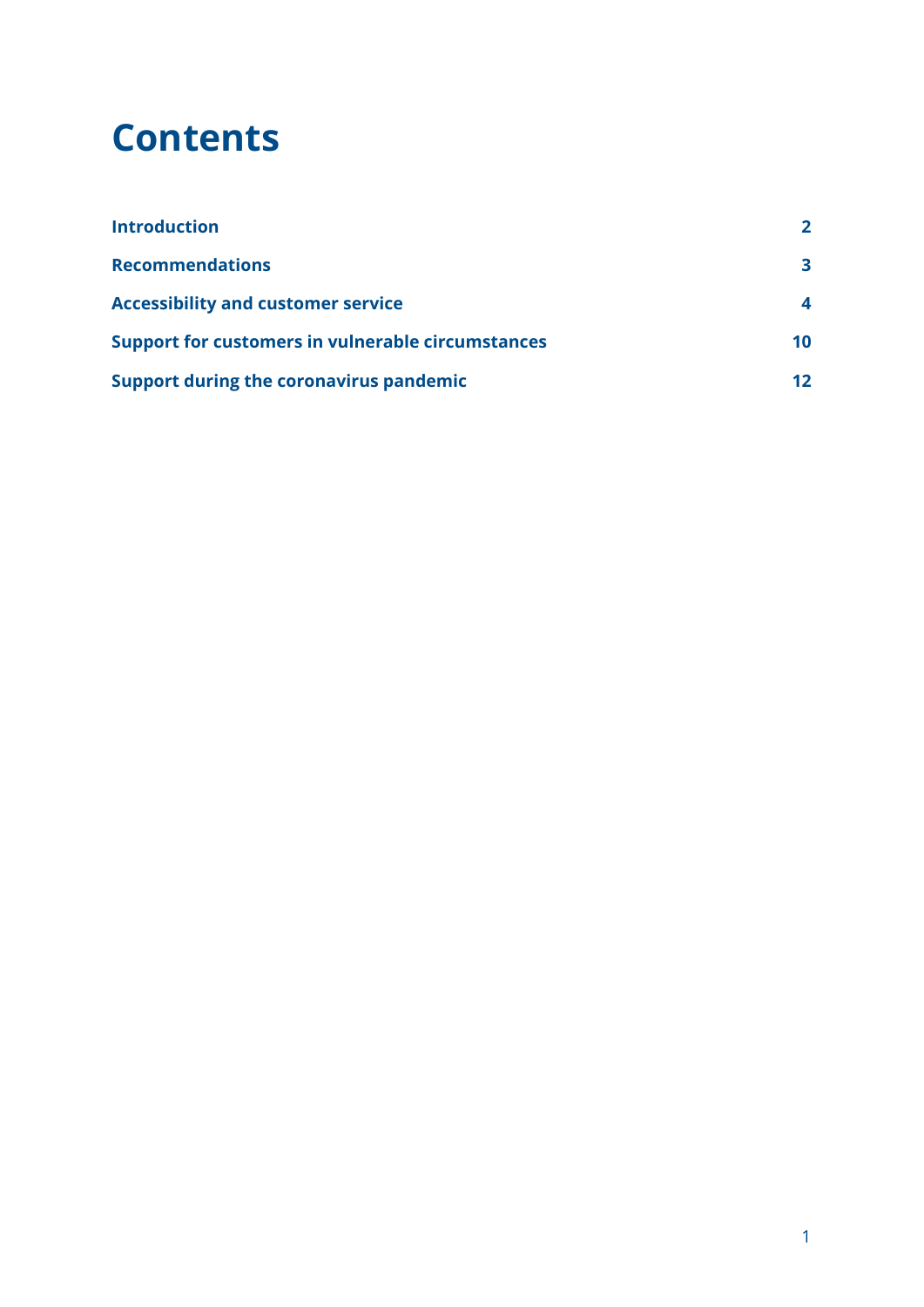# Contents

| | |
|---|---|
| **Introduction** | **2** |
| **Recommendations** | **3** |
| **Accessibility and customer service** | **4** |
| **Support for customers in vulnerable circumstances** | **10** |
| **Support during the coronavirus pandemic** | **12** |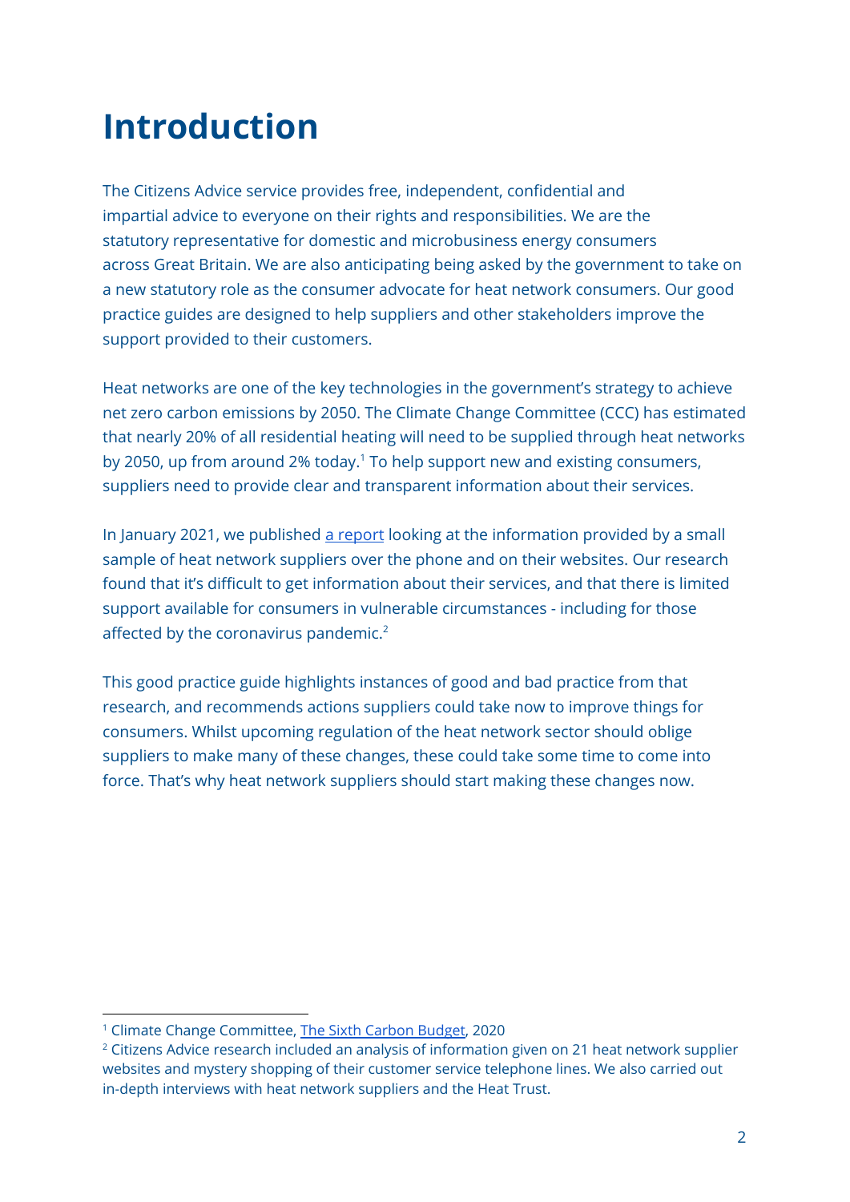# Introduction

The Citizens Advice service provides free, independent, confidential and impartial advice to everyone on their rights and responsibilities. We are the statutory representative for domestic and microbusiness energy consumers across Great Britain. We are also anticipating being asked by the government to take on a new statutory role as the consumer advocate for heat network consumers. Our good practice guides are designed to help suppliers and other stakeholders improve the support provided to their customers.

Heat networks are one of the key technologies in the government's strategy to achieve net zero carbon emissions by 2050. The Climate Change Committee (CCC) has estimated that nearly 20% of all residential heating will need to be supplied through heat networks by 2050, up from around 2% today.[1] To help support new and existing consumers, suppliers need to provide clear and transparent information about their services.

In January 2021, we published a report looking at the information provided by a small sample of heat network suppliers over the phone and on their websites. Our research found that it's difficult to get information about their services, and that there is limited support available for consumers in vulnerable circumstances - including for those affected by the coronavirus pandemic.[2]

This good practice guide highlights instances of good and bad practice from that research, and recommends actions suppliers could take now to improve things for consumers. Whilst upcoming regulation of the heat network sector should oblige suppliers to make many of these changes, these could take some time to come into force. That's why heat network suppliers should start making these changes now.

---

[1] Climate Change Committee, The Sixth Carbon Budget, 2020

[2] Citizens Advice research included an analysis of information given on 21 heat network supplier websites and mystery shopping of their customer service telephone lines. We also carried out in-depth interviews with heat network suppliers and the Heat Trust.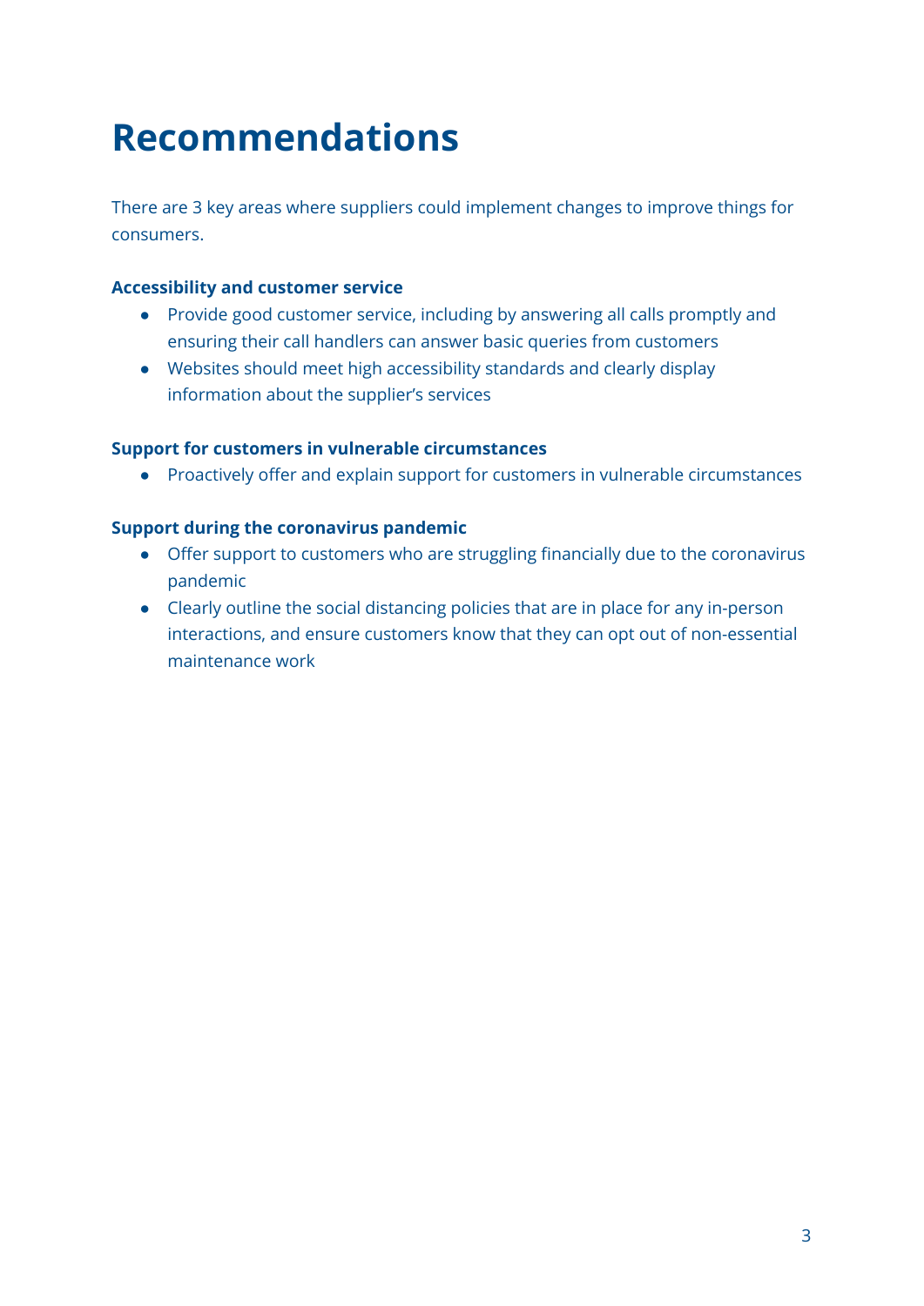# Recommendations

There are 3 key areas where suppliers could implement changes to improve things for consumers.

**Accessibility and customer service**

- Provide good customer service, including by answering all calls promptly and ensuring their call handlers can answer basic queries from customers
- Websites should meet high accessibility standards and clearly display information about the supplier's services

**Support for customers in vulnerable circumstances**

- Proactively offer and explain support for customers in vulnerable circumstances

**Support during the coronavirus pandemic**

- Offer support to customers who are struggling financially due to the coronavirus pandemic
- Clearly outline the social distancing policies that are in place for any in-person interactions, and ensure customers know that they can opt out of non-essential maintenance work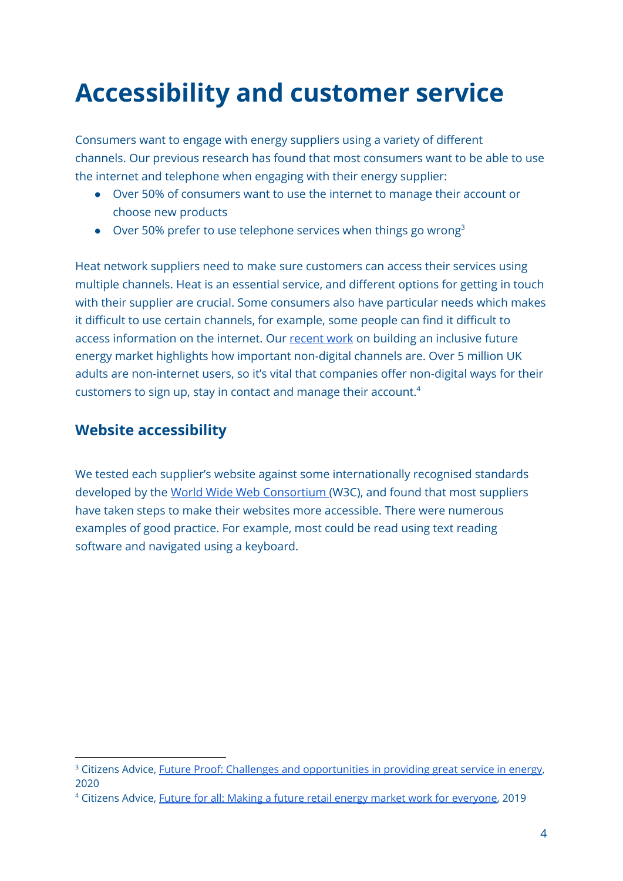# Accessibility and customer service

Consumers want to engage with energy suppliers using a variety of different channels. Our previous research has found that most consumers want to be able to use the internet and telephone when engaging with their energy supplier:

- Over 50% of consumers want to use the internet to manage their account or choose new products
- Over 50% prefer to use telephone services when things go wrong[3]

Heat network suppliers need to make sure customers can access their services using multiple channels. Heat is an essential service, and different options for getting in touch with their supplier are crucial. Some consumers also have particular needs which makes it difficult to use certain channels, for example, some people can find it difficult to access information on the internet. Our recent work on building an inclusive future energy market highlights how important non-digital channels are. Over 5 million UK adults are non-internet users, so it's vital that companies offer non-digital ways for their customers to sign up, stay in contact and manage their account.[4]

## Website accessibility

We tested each supplier's website against some internationally recognised standards developed by the World Wide Web Consortium (W3C), and found that most suppliers have taken steps to make their websites more accessible. There were numerous examples of good practice. For example, most could be read using text reading software and navigated using a keyboard.

---

[3] Citizens Advice, Future Proof: Challenges and opportunities in providing great service in energy, 2020

[4] Citizens Advice, Future for all: Making a future retail energy market work for everyone, 2019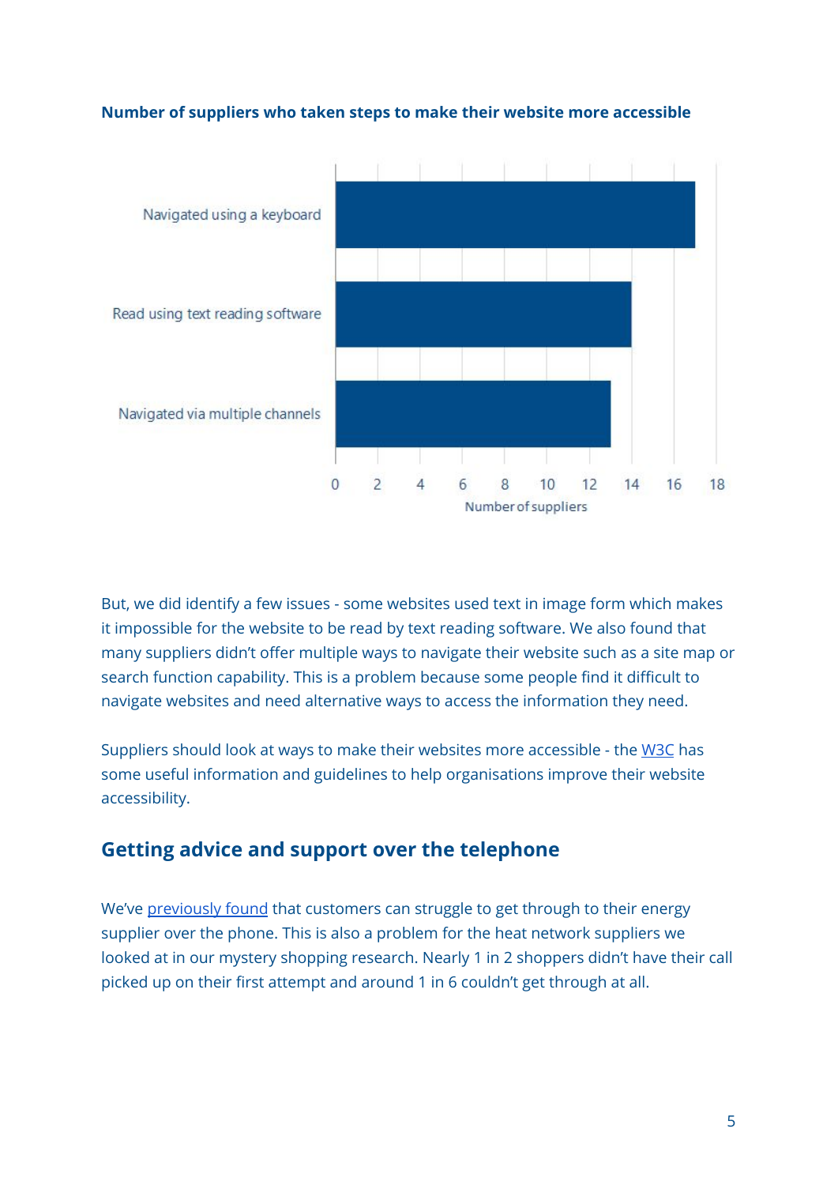**Number of suppliers who taken steps to make their website more accessible**

| | Number of suppliers |
|---|---|
| Navigated using a keyboard | 17 |
| Read using text reading software | 14 |
| Navigated via multiple channels | 13 |

But, we did identify a few issues - some websites used text in image form which makes it impossible for the website to be read by text reading software. We also found that many suppliers didn't offer multiple ways to navigate their website such as a site map or search function capability. This is a problem because some people find it difficult to navigate websites and need alternative ways to access the information they need.

Suppliers should look at ways to make their websites more accessible - the W3C has some useful information and guidelines to help organisations improve their website accessibility.

## Getting advice and support over the telephone

We've previously found that customers can struggle to get through to their energy supplier over the phone. This is also a problem for the heat network suppliers we looked at in our mystery shopping research. Nearly 1 in 2 shoppers didn't have their call picked up on their first attempt and around 1 in 6 couldn't get through at all.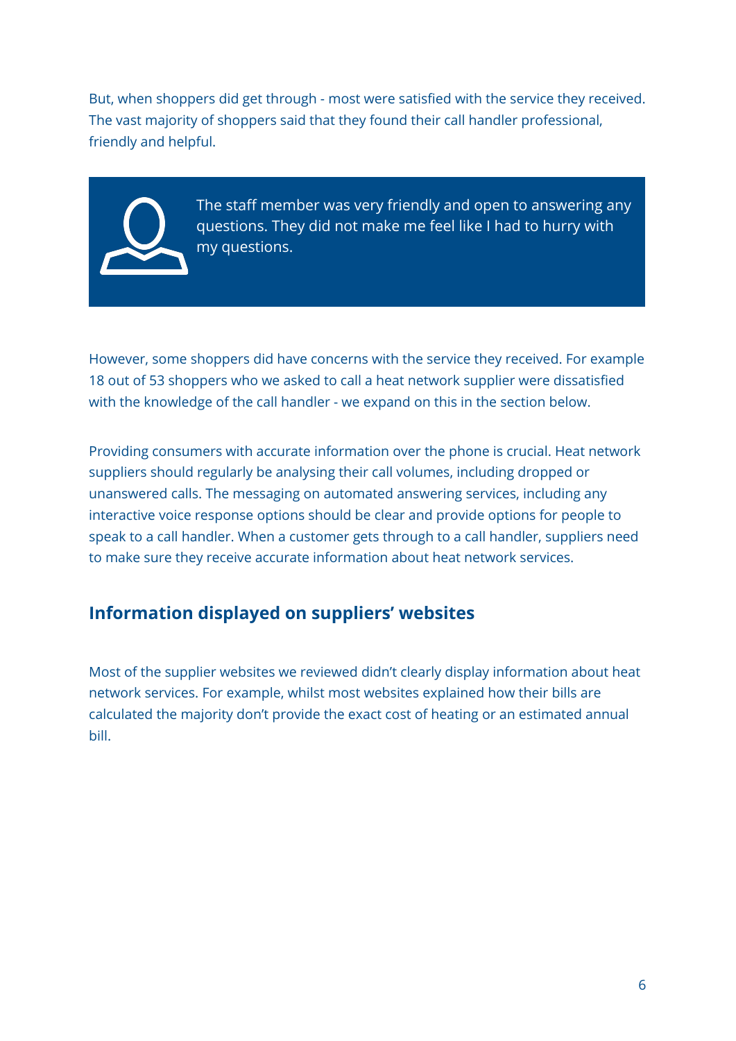But, when shoppers did get through - most were satisfied with the service they received. The vast majority of shoppers said that they found their call handler professional, friendly and helpful.

> The staff member was very friendly and open to answering any questions. They did not make me feel like I had to hurry with my questions.

However, some shoppers did have concerns with the service they received. For example 18 out of 53 shoppers who we asked to call a heat network supplier were dissatisfied with the knowledge of the call handler - we expand on this in the section below.

Providing consumers with accurate information over the phone is crucial. Heat network suppliers should regularly be analysing their call volumes, including dropped or unanswered calls. The messaging on automated answering services, including any interactive voice response options should be clear and provide options for people to speak to a call handler. When a customer gets through to a call handler, suppliers need to make sure they receive accurate information about heat network services.

## Information displayed on suppliers' websites

Most of the supplier websites we reviewed didn't clearly display information about heat network services. For example, whilst most websites explained how their bills are calculated the majority don't provide the exact cost of heating or an estimated annual bill.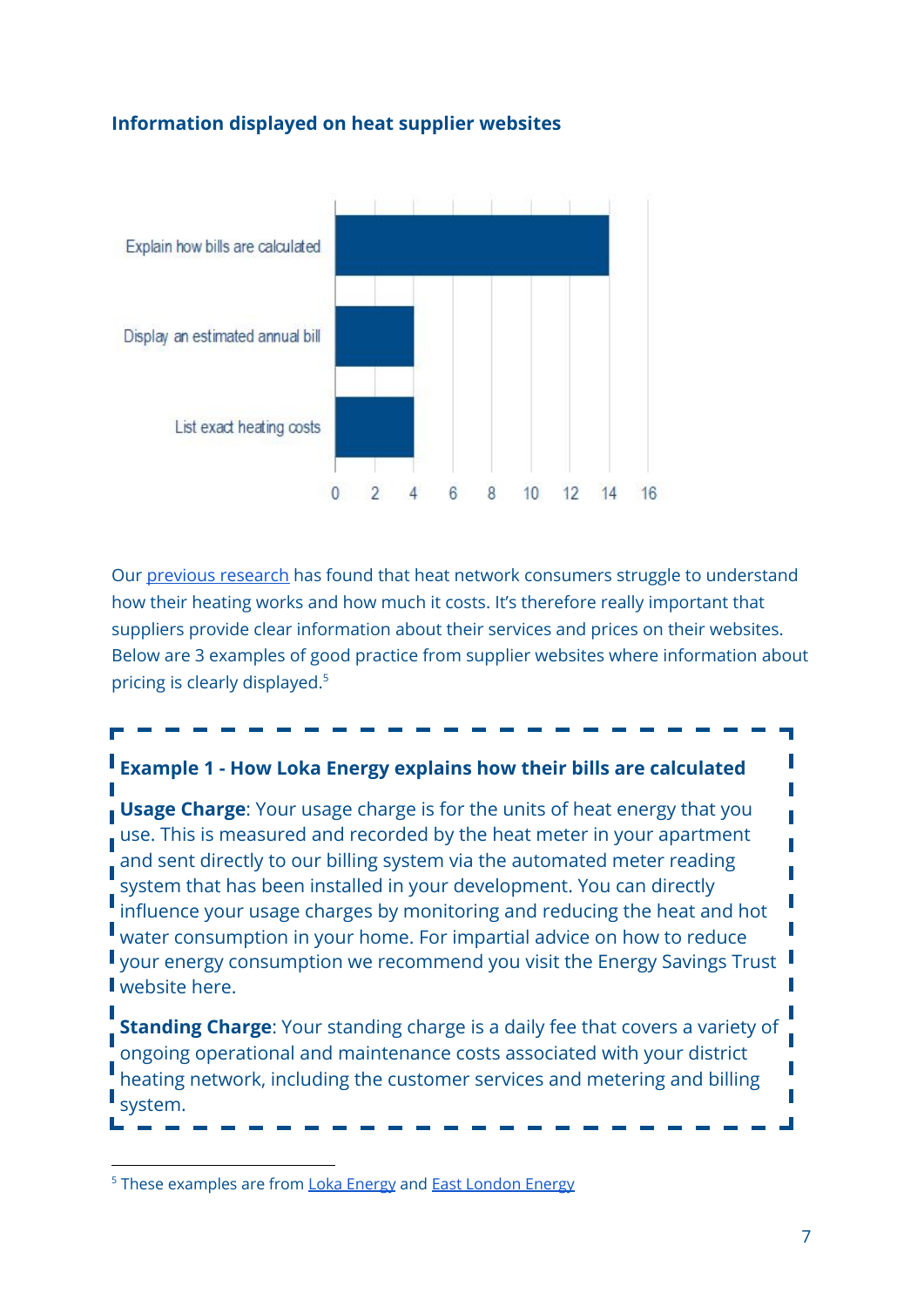### Information displayed on heat supplier websites

| | |
|---|---|
| Explain how bills are calculated | 14 |
| Display an estimated annual bill | 4 |
| List exact heating costs | 4 |

Our previous research has found that heat network consumers struggle to understand how their heating works and how much it costs. It's therefore really important that suppliers provide clear information about their services and prices on their websites. Below are 3 examples of good practice from supplier websites where information about pricing is clearly displayed.[5]

> **Example 1 - How Loka Energy explains how their bills are calculated**
>
> **Usage Charge**: Your usage charge is for the units of heat energy that you use. This is measured and recorded by the heat meter in your apartment and sent directly to our billing system via the automated meter reading system that has been installed in your development. You can directly influence your usage charges by monitoring and reducing the heat and hot water consumption in your home. For impartial advice on how to reduce your energy consumption we recommend you visit the Energy Savings Trust website here.
>
> **Standing Charge**: Your standing charge is a daily fee that covers a variety of ongoing operational and maintenance costs associated with your district heating network, including the customer services and metering and billing system.

[5] These examples are from Loka Energy and East London Energy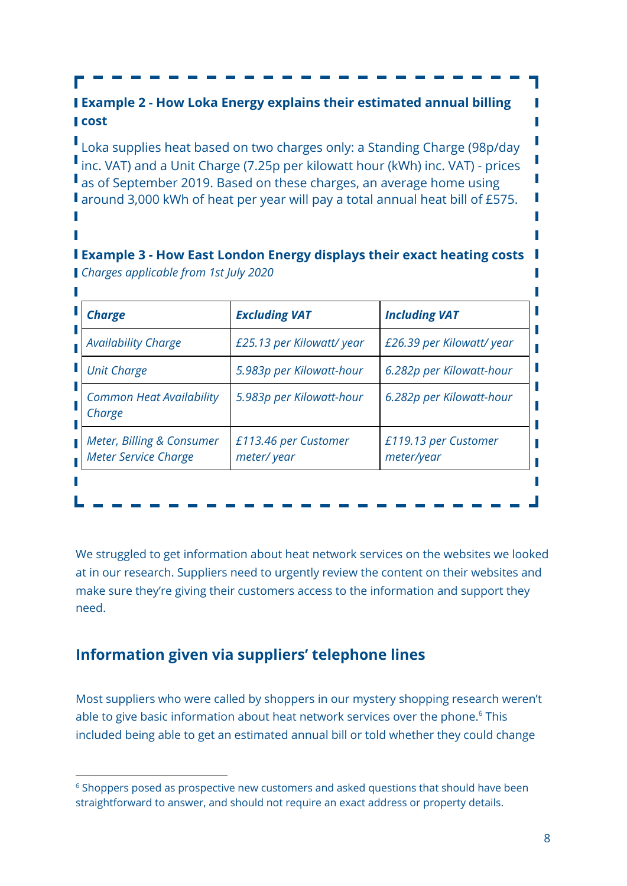**Example 2 - How Loka Energy explains their estimated annual billing cost**

Loka supplies heat based on two charges only: a Standing Charge (98p/day inc. VAT) and a Unit Charge (7.25p per kilowatt hour (kWh) inc. VAT) - prices as of September 2019. Based on these charges, an average home using around 3,000 kWh of heat per year will pay a total annual heat bill of £575.

**Example 3 - How East London Energy displays their exact heating costs**

*Charges applicable from 1st July 2020*

| ***Charge*** | ***Excluding VAT*** | ***Including VAT*** |
|---|---|---|
| *Availability Charge* | *£25.13 per Kilowatt/ year* | *£26.39 per Kilowatt/ year* |
| *Unit Charge* | *5.983p per Kilowatt-hour* | *6.282p per Kilowatt-hour* |
| *Common Heat Availability Charge* | *5.983p per Kilowatt-hour* | *6.282p per Kilowatt-hour* |
| *Meter, Billing & Consumer Meter Service Charge* | *£113.46 per Customer meter/ year* | *£119.13 per Customer meter/year* |

We struggled to get information about heat network services on the websites we looked at in our research. Suppliers need to urgently review the content on their websites and make sure they're giving their customers access to the information and support they need.

## Information given via suppliers' telephone lines

Most suppliers who were called by shoppers in our mystery shopping research weren't able to give basic information about heat network services over the phone.[6] This included being able to get an estimated annual bill or told whether they could change

[6] Shoppers posed as prospective new customers and asked questions that should have been straightforward to answer, and should not require an exact address or property details.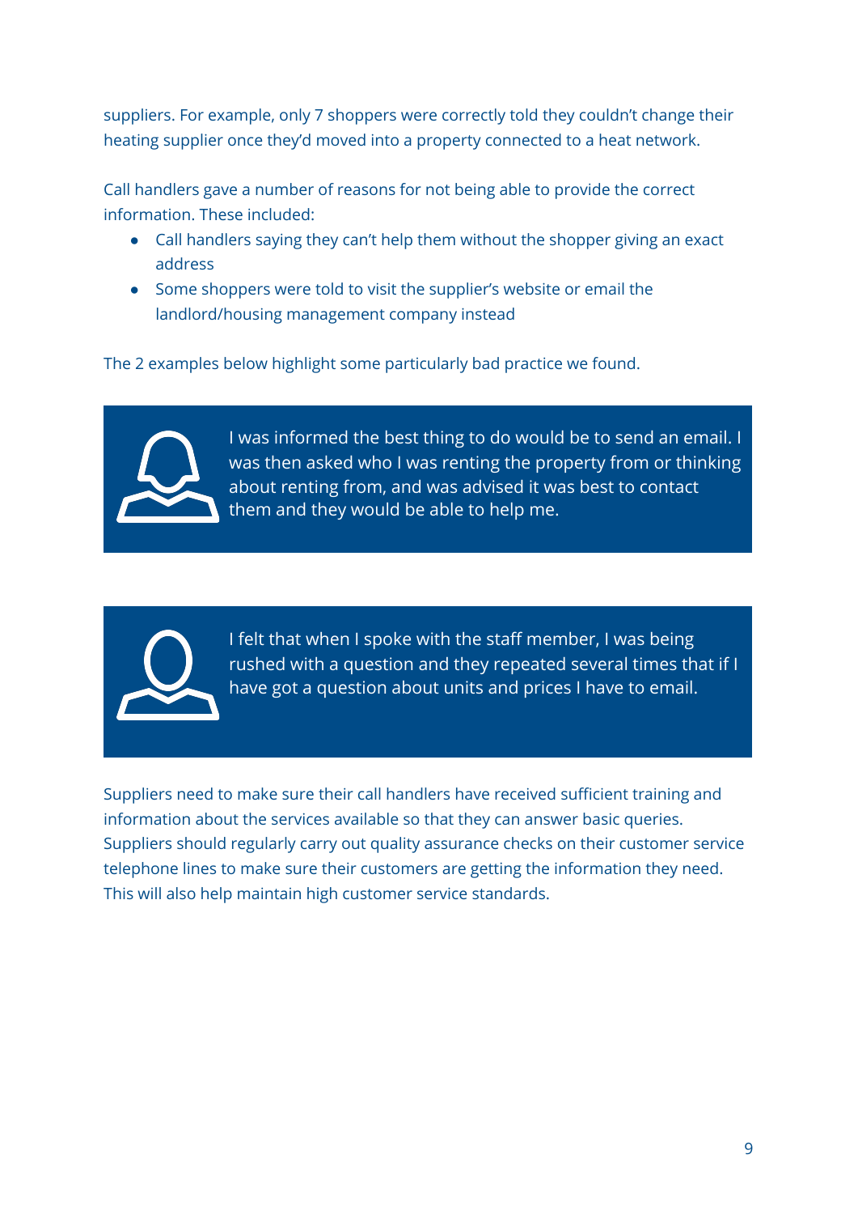suppliers. For example, only 7 shoppers were correctly told they couldn't change their heating supplier once they'd moved into a property connected to a heat network.

Call handlers gave a number of reasons for not being able to provide the correct information. These included:

- Call handlers saying they can't help them without the shopper giving an exact address
- Some shoppers were told to visit the supplier's website or email the landlord/housing management company instead

The 2 examples below highlight some particularly bad practice we found.

> I was informed the best thing to do would be to send an email. I was then asked who I was renting the property from or thinking about renting from, and was advised it was best to contact them and they would be able to help me.

> I felt that when I spoke with the staff member, I was being rushed with a question and they repeated several times that if I have got a question about units and prices I have to email.

Suppliers need to make sure their call handlers have received sufficient training and information about the services available so that they can answer basic queries. Suppliers should regularly carry out quality assurance checks on their customer service telephone lines to make sure their customers are getting the information they need. This will also help maintain high customer service standards.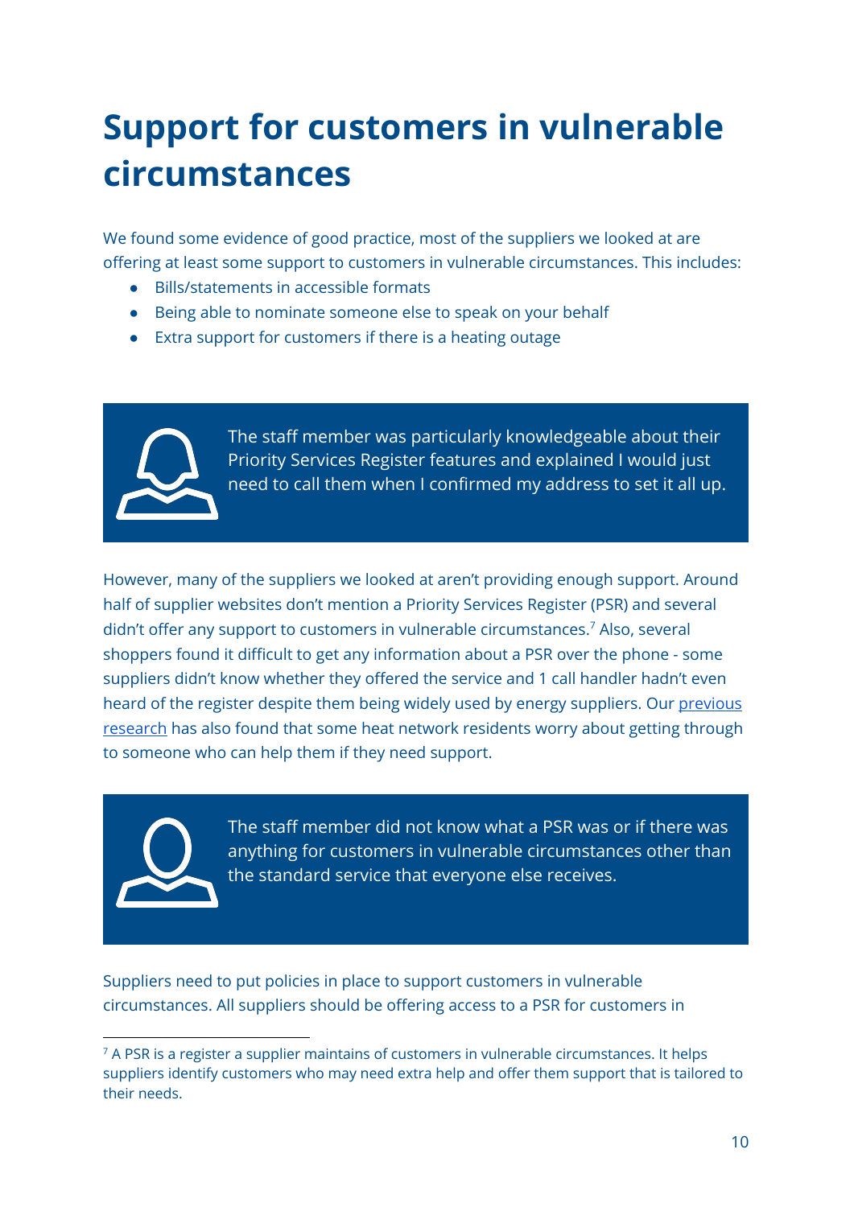# Support for customers in vulnerable circumstances

We found some evidence of good practice, most of the suppliers we looked at are offering at least some support to customers in vulnerable circumstances. This includes:

- Bills/statements in accessible formats
- Being able to nominate someone else to speak on your behalf
- Extra support for customers if there is a heating outage

> The staff member was particularly knowledgeable about their Priority Services Register features and explained I would just need to call them when I confirmed my address to set it all up.

However, many of the suppliers we looked at aren't providing enough support. Around half of supplier websites don't mention a Priority Services Register (PSR) and several didn't offer any support to customers in vulnerable circumstances.[7] Also, several shoppers found it difficult to get any information about a PSR over the phone - some suppliers didn't know whether they offered the service and 1 call handler hadn't even heard of the register despite them being widely used by energy suppliers. Our previous research has also found that some heat network residents worry about getting through to someone who can help them if they need support.

> The staff member did not know what a PSR was or if there was anything for customers in vulnerable circumstances other than the standard service that everyone else receives.

Suppliers need to put policies in place to support customers in vulnerable circumstances. All suppliers should be offering access to a PSR for customers in

[7] A PSR is a register a supplier maintains of customers in vulnerable circumstances. It helps suppliers identify customers who may need extra help and offer them support that is tailored to their needs.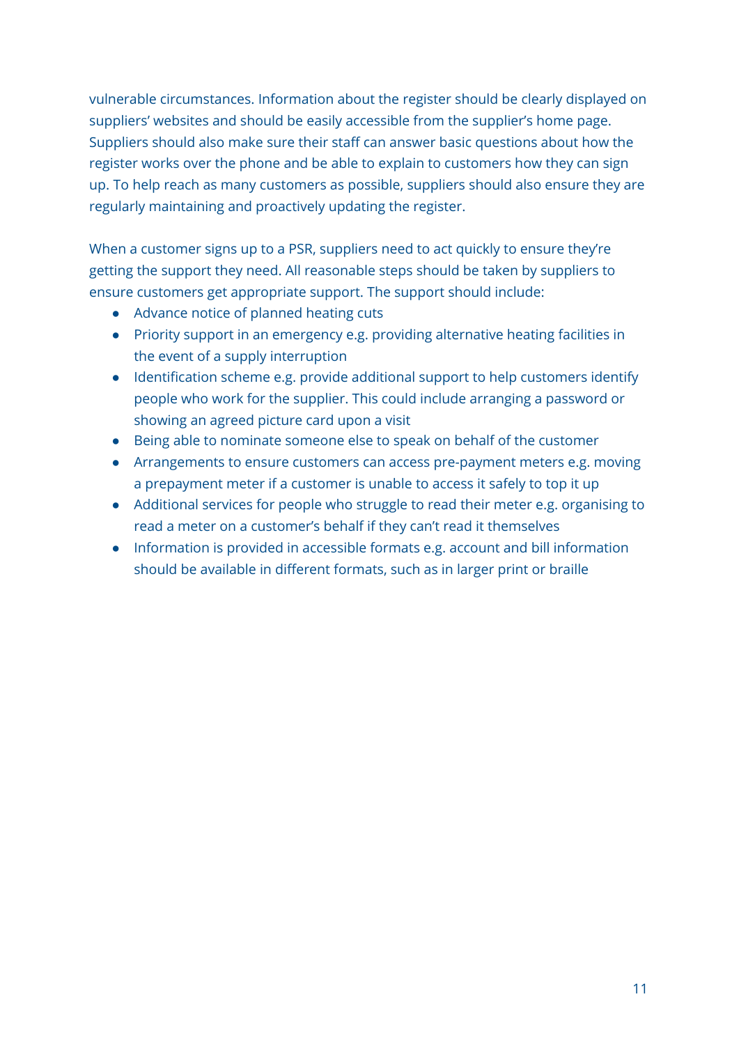vulnerable circumstances. Information about the register should be clearly displayed on suppliers' websites and should be easily accessible from the supplier's home page. Suppliers should also make sure their staff can answer basic questions about how the register works over the phone and be able to explain to customers how they can sign up. To help reach as many customers as possible, suppliers should also ensure they are regularly maintaining and proactively updating the register.

When a customer signs up to a PSR, suppliers need to act quickly to ensure they're getting the support they need. All reasonable steps should be taken by suppliers to ensure customers get appropriate support. The support should include:

- Advance notice of planned heating cuts
- Priority support in an emergency e.g. providing alternative heating facilities in the event of a supply interruption
- Identification scheme e.g. provide additional support to help customers identify people who work for the supplier. This could include arranging a password or showing an agreed picture card upon a visit
- Being able to nominate someone else to speak on behalf of the customer
- Arrangements to ensure customers can access pre-payment meters e.g. moving a prepayment meter if a customer is unable to access it safely to top it up
- Additional services for people who struggle to read their meter e.g. organising to read a meter on a customer's behalf if they can't read it themselves
- Information is provided in accessible formats e.g. account and bill information should be available in different formats, such as in larger print or braille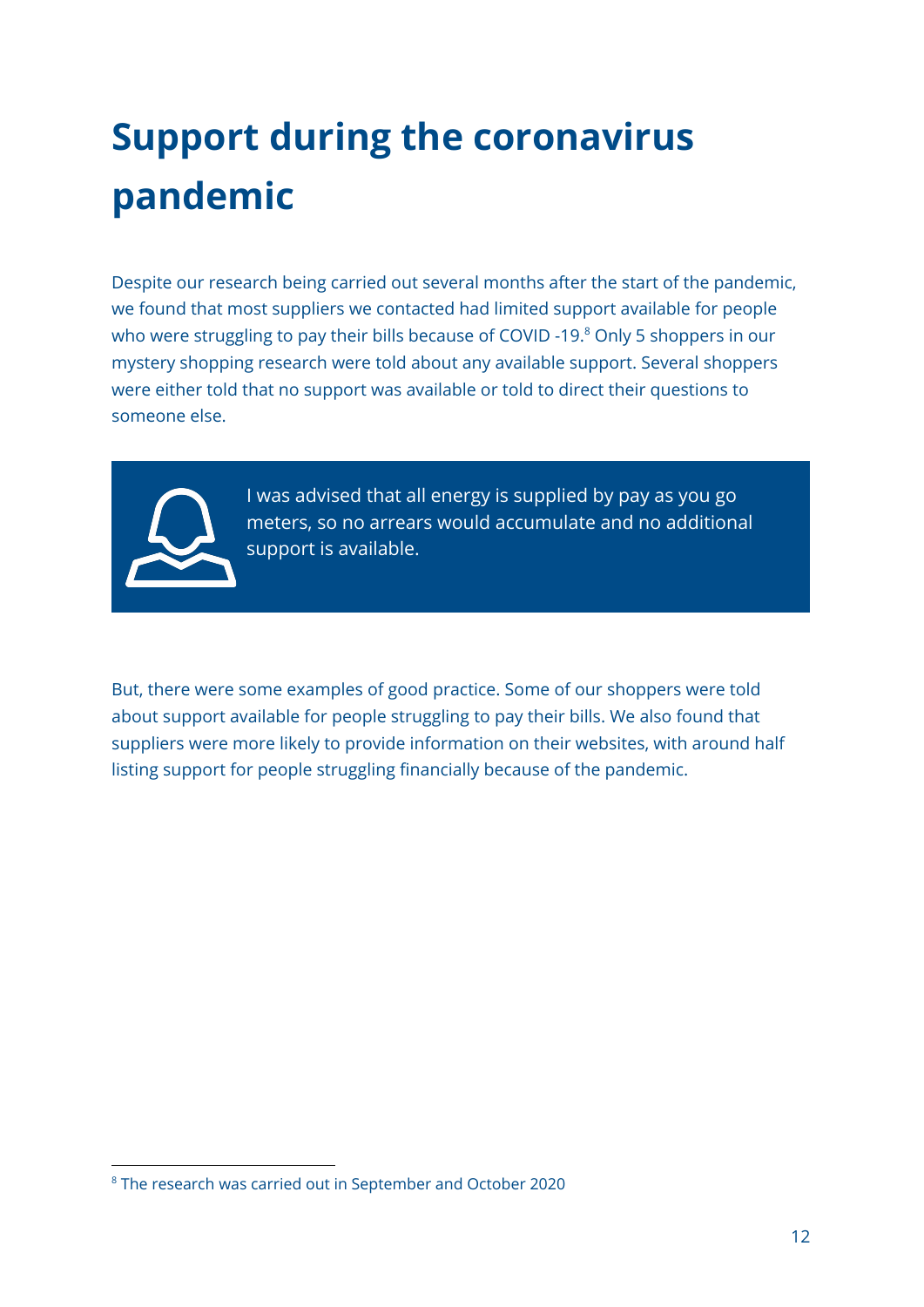# Support during the coronavirus pandemic

Despite our research being carried out several months after the start of the pandemic, we found that most suppliers we contacted had limited support available for people who were struggling to pay their bills because of COVID -19.[8] Only 5 shoppers in our mystery shopping research were told about any available support. Several shoppers were either told that no support was available or told to direct their questions to someone else.

> I was advised that all energy is supplied by pay as you go meters, so no arrears would accumulate and no additional support is available.

But, there were some examples of good practice. Some of our shoppers were told about support available for people struggling to pay their bills. We also found that suppliers were more likely to provide information on their websites, with around half listing support for people struggling financially because of the pandemic.

---

[8] The research was carried out in September and October 2020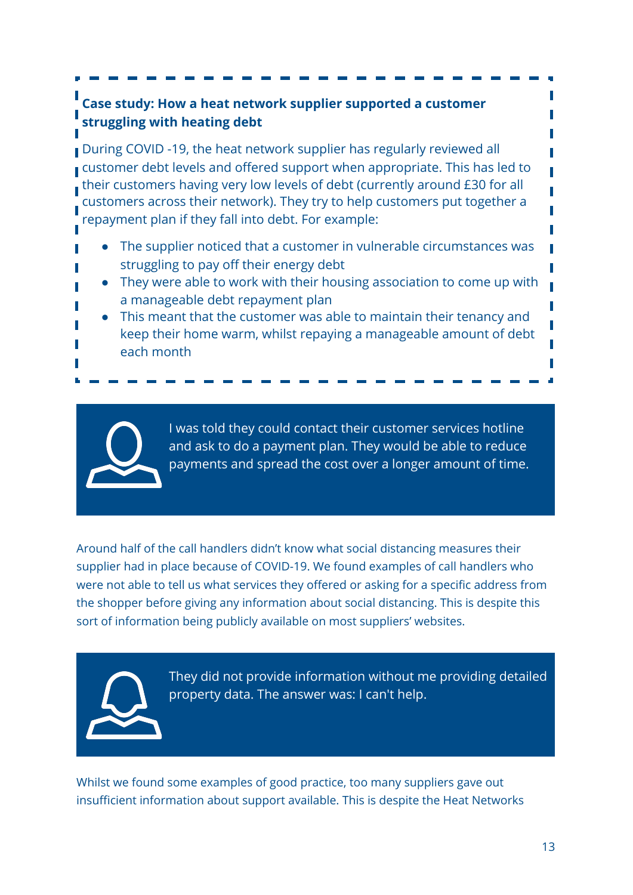**Case study: How a heat network supplier supported a customer struggling with heating debt**

During COVID -19, the heat network supplier has regularly reviewed all customer debt levels and offered support when appropriate. This has led to their customers having very low levels of debt (currently around £30 for all customers across their network). They try to help customers put together a repayment plan if they fall into debt. For example:

- The supplier noticed that a customer in vulnerable circumstances was struggling to pay off their energy debt
- They were able to work with their housing association to come up with a manageable debt repayment plan
- This meant that the customer was able to maintain their tenancy and keep their home warm, whilst repaying a manageable amount of debt each month

> I was told they could contact their customer services hotline and ask to do a payment plan. They would be able to reduce payments and spread the cost over a longer amount of time.

Around half of the call handlers didn't know what social distancing measures their supplier had in place because of COVID-19. We found examples of call handlers who were not able to tell us what services they offered or asking for a specific address from the shopper before giving any information about social distancing. This is despite this sort of information being publicly available on most suppliers' websites.

> They did not provide information without me providing detailed property data. The answer was: I can't help.

Whilst we found some examples of good practice, too many suppliers gave out insufficient information about support available. This is despite the Heat Networks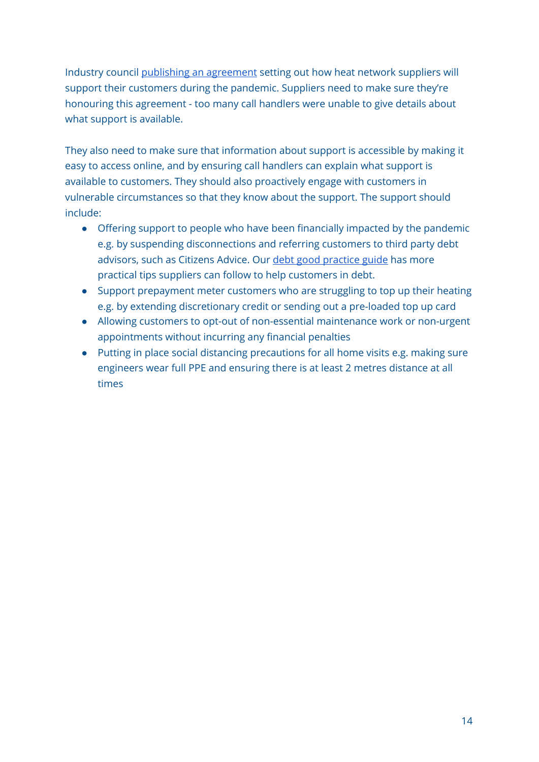Industry council publishing an agreement setting out how heat network suppliers will support their customers during the pandemic. Suppliers need to make sure they're honouring this agreement - too many call handlers were unable to give details about what support is available.

They also need to make sure that information about support is accessible by making it easy to access online, and by ensuring call handlers can explain what support is available to customers. They should also proactively engage with customers in vulnerable circumstances so that they know about the support. The support should include:

- Offering support to people who have been financially impacted by the pandemic e.g. by suspending disconnections and referring customers to third party debt advisors, such as Citizens Advice. Our debt good practice guide has more practical tips suppliers can follow to help customers in debt.
- Support prepayment meter customers who are struggling to top up their heating e.g. by extending discretionary credit or sending out a pre-loaded top up card
- Allowing customers to opt-out of non-essential maintenance work or non-urgent appointments without incurring any financial penalties
- Putting in place social distancing precautions for all home visits e.g. making sure engineers wear full PPE and ensuring there is at least 2 metres distance at all times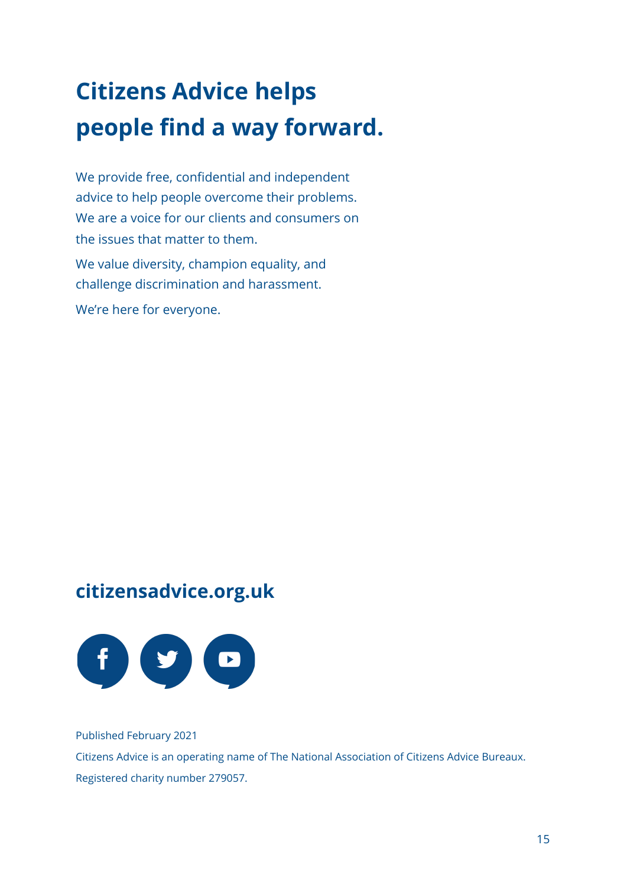# Citizens Advice helps people find a way forward.

We provide free, confidential and independent advice to help people overcome their problems. We are a voice for our clients and consumers on the issues that matter to them.

We value diversity, champion equality, and challenge discrimination and harassment.

We're here for everyone.

## citizensadvice.org.uk

Published February 2021

Citizens Advice is an operating name of The National Association of Citizens Advice Bureaux.

Registered charity number 279057.